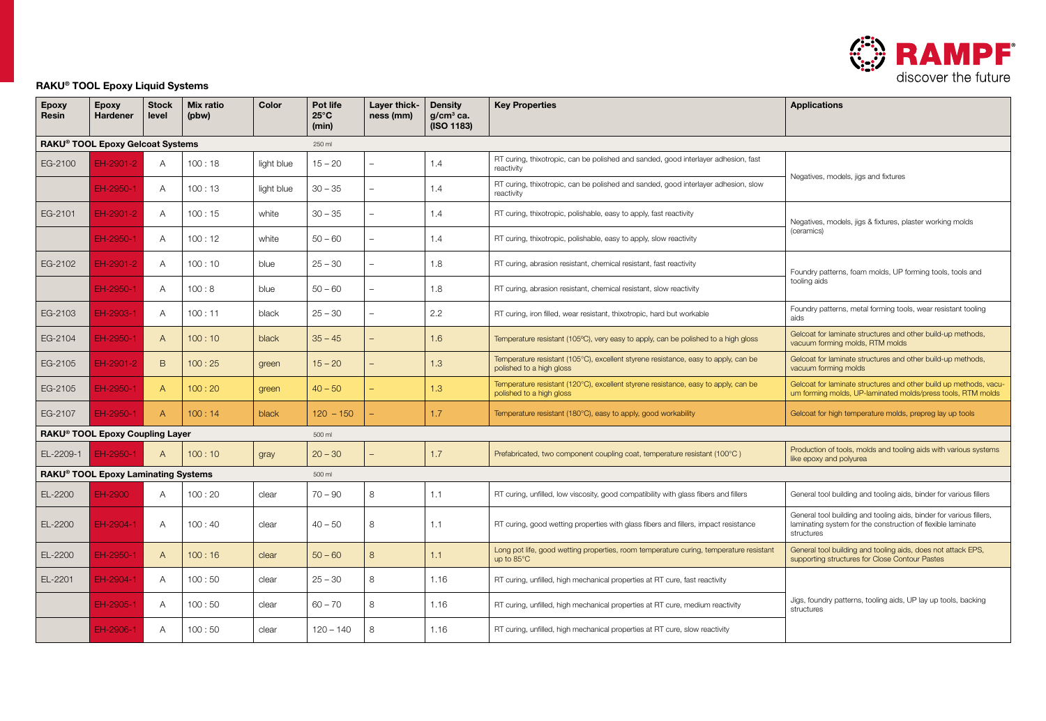## RAKU® TOOL Epoxy Liquid Systems

| Epoxy Resin | Epoxy Hardener | Stock level | Mix ratio (pbw) | Color | Pot life 25°C (min) | Layer thickness (mm) | Density g/cm³ ca. (ISO 1183) | Key Properties | Applications |
|---|---|---|---|---|---|---|---|---|---|
| **RAKU® TOOL Epoxy Gelcoat Systems** | | | | 250 ml | | | | | |
| EG-2100 | EH-2901-2 | A | 100 : 18 | light blue | 15 – 20 | – | 1.4 | RT curing, thixotropic, can be polished and sanded, good interlayer adhesion, fast reactivity | Negatives, models, jigs and fixtures |
| | EH-2950-1 | A | 100 : 13 | light blue | 30 – 35 | – | 1.4 | RT curing, thixotropic, can be polished and sanded, good interlayer adhesion, slow reactivity | |
| EG-2101 | EH-2901-2 | A | 100 : 15 | white | 30 – 35 | – | 1.4 | RT curing, thixotropic, polishable, easy to apply, fast reactivity | Negatives, models, jigs & fixtures, plaster working molds (ceramics) |
| | EH-2950-1 | A | 100 : 12 | white | 50 – 60 | – | 1.4 | RT curing, thixotropic, polishable, easy to apply, slow reactivity | |
| EG-2102 | EH-2901-2 | A | 100 : 10 | blue | 25 – 30 | – | 1.8 | RT curing, abrasion resistant, chemical resistant, fast reactivity | Foundry patterns, foam molds, UP forming tools, tools and tooling aids |
| | EH-2950-1 | A | 100 : 8 | blue | 50 – 60 | – | 1.8 | RT curing, abrasion resistant, chemical resistant, slow reactivity | |
| EG-2103 | EH-2903-1 | A | 100 : 11 | black | 25 – 30 | – | 2.2 | RT curing, iron filled, wear resistant, thixotropic, hard but workable | Foundry patterns, metal forming tools, wear resistant tooling aids |
| EG-2104 | EH-2950-1 | A | 100 : 10 | black | 35 – 45 | – | 1.6 | Temperature resistant (105°C), very easy to apply, can be polished to a high gloss | Gelcoat for laminate structures and other build-up methods, vacuum forming molds, RTM molds |
| EG-2105 | EH-2901-2 | B | 100 : 25 | green | 15 – 20 | – | 1.3 | Temperature resistant (105°C), excellent styrene resistance, easy to apply, can be polished to a high gloss | Gelcoat for laminate structures and other build-up methods, vacuum forming molds |
| EG-2105 | EH-2950-1 | A | 100 : 20 | green | 40 – 50 | – | 1.3 | Temperature resistant (120°C), excellent styrene resistance, easy to apply, can be polished to a high gloss | Gelcoat for laminate structures and other build up methods, vacuum forming molds, UP-laminated molds/press tools, RTM molds |
| EG-2107 | EH-2950-1 | A | 100 : 14 | black | 120 – 150 | – | 1.7 | Temperature resistant (180°C), easy to apply, good workability | Gelcoat for high temperature molds, prepreg lay up tools |
| **RAKU® TOOL Epoxy Coupling Layer** | | | | 500 ml | | | | | |
| EL-2209-1 | EH-2950-1 | A | 100 : 10 | gray | 20 – 30 | – | 1.7 | Prefabricated, two component coupling coat, temperature resistant (100°C ) | Production of tools, molds and tooling aids with various systems like epoxy and polyurea |
| **RAKU® TOOL Epoxy Laminating Systems** | | | | 500 ml | | | | | |
| EL-2200 | EH-2900 | A | 100 : 20 | clear | 70 – 90 | 8 | 1.1 | RT curing, unfilled, low viscosity, good compatibility with glass fibers and fillers | General tool building and tooling aids, binder for various fillers |
| EL-2200 | EH-2904-1 | A | 100 : 40 | clear | 40 – 50 | 8 | 1.1 | RT curing, good wetting properties with glass fibers and fillers, impact resistance | General tool building and tooling aids, binder for various fillers, laminating system for the construction of flexible laminate structures |
| EL-2200 | EH-2950-1 | A | 100 : 16 | clear | 50 – 60 | 8 | 1.1 | Long pot life, good wetting properties, room temperature curing, temperature resistant up to 85°C | General tool building and tooling aids, does not attack EPS, supporting structures for Close Contour Pastes |
| EL-2201 | EH-2904-1 | A | 100 : 50 | clear | 25 – 30 | 8 | 1.16 | RT curing, unfilled, high mechanical properties at RT cure, fast reactivity | Jigs, foundry patterns, tooling aids, UP lay up tools, backing structures |
| | EH-2905-1 | A | 100 : 50 | clear | 60 – 70 | 8 | 1.16 | RT curing, unfilled, high mechanical properties at RT cure, medium reactivity | |
| | EH-2906-1 | A | 100 : 50 | clear | 120 – 140 | 8 | 1.16 | RT curing, unfilled, high mechanical properties at RT cure, slow reactivity | |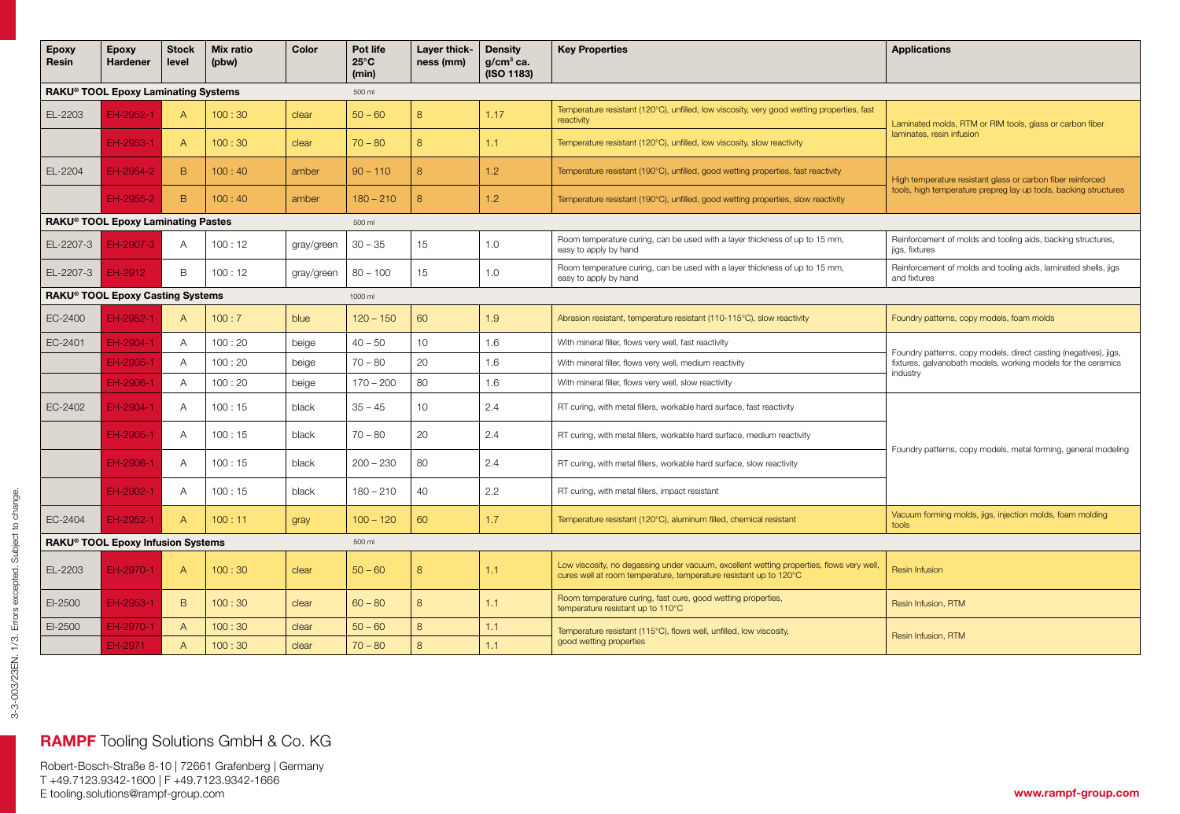| Epoxy Resin | Epoxy Hardener | Stock level | Mix ratio (pbw) | Color | Pot life 25°C (min) | Layer thickness (mm) | Density g/cm³ ca. (ISO 1183) | Key Properties | Applications |
|---|---|---|---|---|---|---|---|---|---|
| **RAKU® TOOL Epoxy Laminating Systems** | | | | | 500 ml | | | | |
| EL-2203 | EH-2952-1 | A | 100 : 30 | clear | 50 – 60 | 8 | 1.17 | Temperature resistant (120°C), unfilled, low viscosity, very good wetting properties, fast reactivity | Laminated molds, RTM or RIM tools, glass or carbon fiber laminates, resin infusion |
| | EH-2953-1 | A | 100 : 30 | clear | 70 – 80 | 8 | 1.1 | Temperature resistant (120°C), unfilled, low viscosity, slow reactivity | |
| EL-2204 | EH-2954-2 | B | 100 : 40 | amber | 90 – 110 | 8 | 1.2 | Temperature resistant (190°C), unfilled, good wetting properties, fast reactivity | High temperature resistant glass or carbon fiber reinforced tools, high temperature prepreg lay up tools, backing structures |
| | EH-2955-2 | B | 100 : 40 | amber | 180 – 210 | 8 | 1.2 | Temperature resistant (190°C), unfilled, good wetting properties, slow reactivity | |
| **RAKU® TOOL Epoxy Laminating Pastes** | | | | | 500 ml | | | | |
| EL-2207-3 | EH-2007-3 | A | 100 : 12 | gray/green | 30 – 35 | 15 | 1.0 | Room temperature curing, can be used with a layer thickness of up to 15 mm, easy to apply by hand | Reinforcement of molds and tooling aids, backing structures, jigs, fixtures |
| EL-2207-3 | EH-2912 | B | 100 : 12 | gray/green | 80 – 100 | 15 | 1.0 | Room temperature curing, can be used with a layer thickness of up to 15 mm, easy to apply by hand | Reinforcement of molds and tooling aids, laminated shells, jigs and fixtures |
| **RAKU® TOOL Epoxy Casting Systems** | | | | | 1000 ml | | | | |
| EC-2400 | EH-2952-1 | A | 100 : 7 | blue | 120 – 150 | 60 | 1.9 | Abrasion resistant, temperature resistant (110-115°C), slow reactivity | Foundry patterns, copy models, foam molds |
| EC-2401 | EH-2904-1 | A | 100 : 20 | beige | 40 – 50 | 10 | 1.6 | With mineral filler, flows very well, fast reactivity | Foundry patterns, copy models, direct casting (negatives), jigs, fixtures, galvanobath models, working models for the ceramics industry |
| | EH-2905-1 | A | 100 : 20 | beige | 70 – 80 | 20 | 1.6 | With mineral filler, flows very well, medium reactivity | |
| | EH-2906-1 | A | 100 : 20 | beige | 170 – 200 | 80 | 1.6 | With mineral filler, flows very well, slow reactivity | |
| EC-2402 | EH-2904-1 | A | 100 : 15 | black | 35 – 45 | 10 | 2.4 | RT curing, with metal fillers, workable hard surface, fast reactivity | Foundry patterns, copy models, metal forming, general modeling |
| | EH-2905-1 | A | 100 : 15 | black | 70 – 80 | 20 | 2.4 | RT curing, with metal fillers, workable hard surface, medium reactivity | |
| | EH-2906-1 | A | 100 : 15 | black | 200 – 230 | 80 | 2.4 | RT curing, with metal fillers, workable hard surface, slow reactivity | |
| | EH-2902-1 | A | 100 : 15 | black | 180 – 210 | 40 | 2.2 | RT curing, with metal fillers, impact resistant | |
| EC-2404 | EH-2952-1 | A | 100 : 11 | gray | 100 – 120 | 60 | 1.7 | Temperature resistant (120°C), aluminum filled, chemical resistant | Vacuum forming molds, jigs, injection molds, foam molding tools |
| **RAKU® TOOL Epoxy Infusion Systems** | | | | | 500 ml | | | | |
| EL-2203 | EH-2970-1 | A | 100 : 30 | clear | 50 – 60 | 8 | 1.1 | Low viscosity, no degassing under vacuum, excellent wetting properties, flows very well, cures well at room temperature, temperature resistant up to 120°C | Resin Infusion |
| EI-2500 | EH-2953-1 | B | 100 : 30 | clear | 60 – 80 | 8 | 1.1 | Room temperature curing, fast cure, good wetting properties, temperature resistant up to 110°C | Resin Infusion, RTM |
| EI-2500 | EH-2970-1 | A | 100 : 30 | clear | 50 – 60 | 8 | 1.1 | Temperature resistant (115°C), flows well, unfilled, low viscosity, good wetting properties | Resin Infusion, RTM |
| | EH-2971 | A | 100 : 30 | clear | 70 – 80 | 8 | 1.1 | | |

3-3-003/23EN. 1/3. Errors excepted. Subject to change.

**RAMPF** Tooling Solutions GmbH & Co. KG

Robert-Bosch-Straße 8-10 | 72661 Grafenberg | Germany
T +49.7123.9342-1600 | F +49.7123.9342-1666
E tooling.solutions@rampf-group.com

**www.rampf-group.com**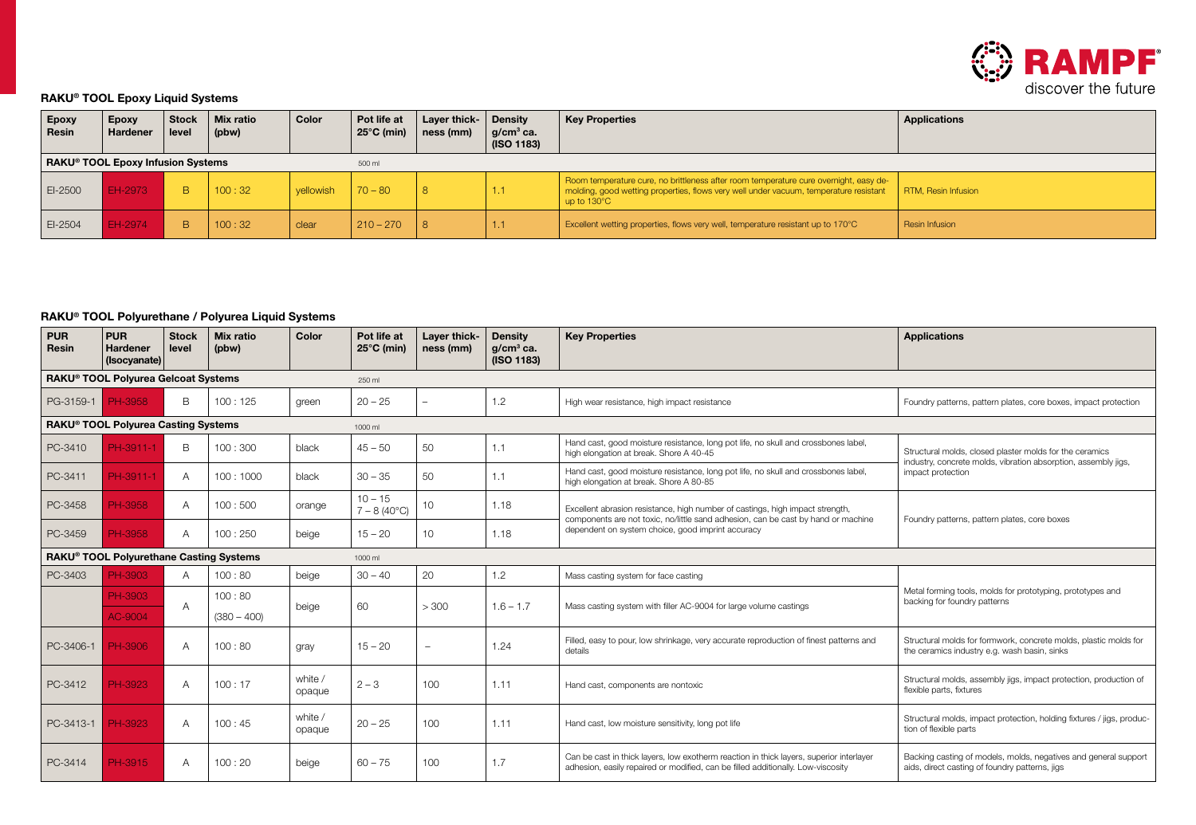## RAKU® TOOL Epoxy Liquid Systems

| Epoxy Resin | Epoxy Hardener | Stock level | Mix ratio (pbw) | Color | Pot life at 25°C (min) | Layer thickness (mm) | Density g/cm³ ca. (ISO 1183) | Key Properties | Applications |
|---|---|---|---|---|---|---|---|---|---|
| **RAKU® TOOL Epoxy Infusion Systems** | | | | | 500 ml | | | | |
| EI-2500 | EH-2973 | B | 100 : 32 | yellowish | 70 – 80 | 8 | 1.1 | Room temperature cure, no brittleness after room temperature cure overnight, easy demolding, good wetting properties, flows very well under vacuum, temperature resistant up to 130°C | RTM, Resin Infusion |
| EI-2504 | EH-2974 | B | 100 : 32 | clear | 210 – 270 | 8 | 1.1 | Excellent wetting properties, flows very well, temperature resistant up to 170°C | Resin Infusion |

## RAKU® TOOL Polyurethane / Polyurea Liquid Systems

| PUR Resin | PUR Hardener (Isocyanate) | Stock level | Mix ratio (pbw) | Color | Pot life at 25°C (min) | Layer thickness (mm) | Density g/cm³ ca. (ISO 1183) | Key Properties | Applications |
|---|---|---|---|---|---|---|---|---|---|
| **RAKU® TOOL Polyurea Gelcoat Systems** | | | | | 250 ml | | | | |
| PG-3159-1 | PH-3958 | B | 100 : 125 | green | 20 – 25 | – | 1.2 | High wear resistance, high impact resistance | Foundry patterns, pattern plates, core boxes, impact protection |
| **RAKU® TOOL Polyurea Casting Systems** | | | | | 1000 ml | | | | |
| PC-3410 | PH-3911-1 | B | 100 : 300 | black | 45 – 50 | 50 | 1.1 | Hand cast, good moisture resistance, long pot life, no skull and crossbones label, high elongation at break. Shore A 40-45 | Structural molds, closed plaster molds for the ceramics industry, concrete molds, vibration absorption, assembly jigs, impact protection |
| PC-3411 | PH-3911-1 | A | 100 : 1000 | black | 30 – 35 | 50 | 1.1 | Hand cast, good moisture resistance, long pot life, no skull and crossbones label, high elongation at break. Shore A 80-85 | |
| PC-3458 | PH-3958 | A | 100 : 500 | orange | 10 – 15<br>7 – 8 (40°C) | 10 | 1.18 | Excellent abrasion resistance, high number of castings, high impact strength, components are not toxic, no/little sand adhesion, can be cast by hand or machine dependent on system choice, good imprint accuracy | Foundry patterns, pattern plates, core boxes |
| PC-3459 | PH-3958 | A | 100 : 250 | beige | 15 – 20 | 10 | 1.18 | | |
| **RAKU® TOOL Polyurethane Casting Systems** | | | | | 1000 ml | | | | |
| PC-3403 | PH-3903 | A | 100 : 80 | beige | 30 – 40 | 20 | 1.2 | Mass casting system for face casting | Metal forming tools, molds for prototyping, prototypes and backing for foundry patterns |
| | PH-3903<br>AC-9004 | A | 100 : 80<br>(380 – 400) | beige | 60 | > 300 | 1.6 – 1.7 | Mass casting system with filler AC-9004 for large volume castings | |
| PC-3406-1 | PH-3906 | A | 100 : 80 | gray | 15 – 20 | – | 1.24 | Filled, easy to pour, low shrinkage, very accurate reproduction of finest patterns and details | Structural molds for formwork, concrete molds, plastic molds for the ceramics industry e.g. wash basin, sinks |
| PC-3412 | PH-3923 | A | 100 : 17 | white / opaque | 2 – 3 | 100 | 1.11 | Hand cast, components are nontoxic | Structural molds, assembly jigs, impact protection, production of flexible parts, fixtures |
| PC-3413-1 | PH-3923 | A | 100 : 45 | white / opaque | 20 – 25 | 100 | 1.11 | Hand cast, low moisture sensitivity, long pot life | Structural molds, impact protection, holding fixtures / jigs, production of flexible parts |
| PC-3414 | PH-3915 | A | 100 : 20 | beige | 60 – 75 | 100 | 1.7 | Can be cast in thick layers, low exotherm reaction in thick layers, superior interlayer adhesion, easily repaired or modified, can be filled additionally. Low-viscosity | Backing casting of models, molds, negatives and general support aids, direct casting of foundry patterns, jigs |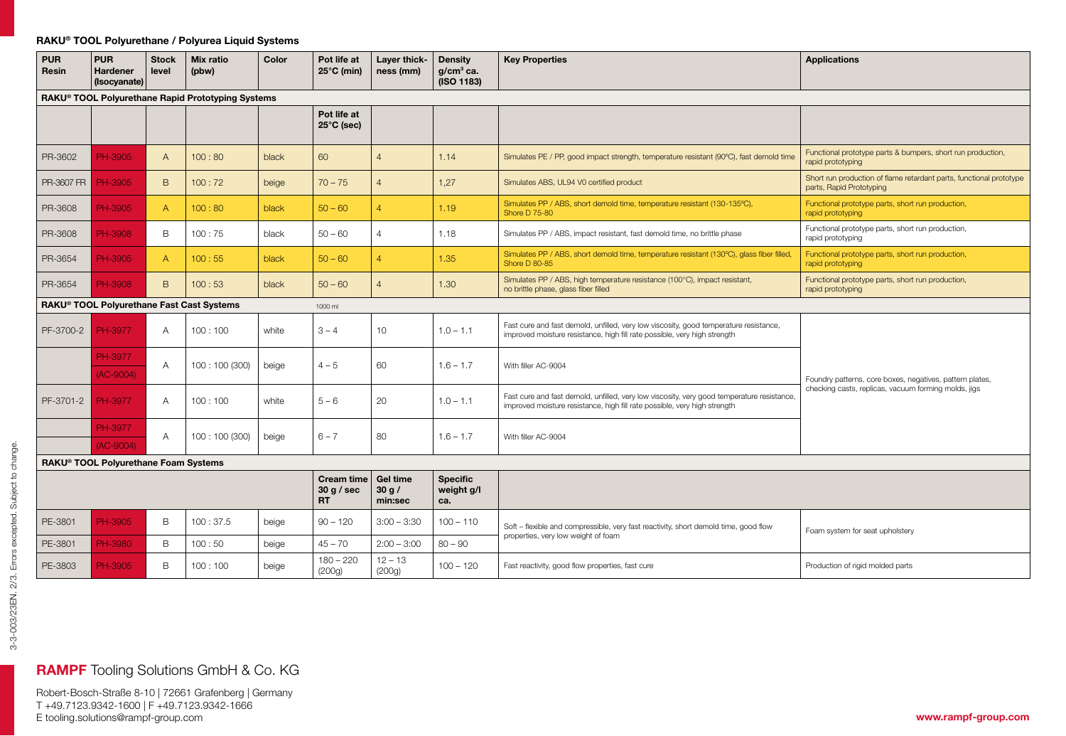## RAKU® TOOL Polyurethane / Polyurea Liquid Systems

| PUR Resin | PUR Hardener (Isocyanate) | Stock level | Mix ratio (pbw) | Color | Pot life at 25°C (min) | Layer thick-ness (mm) | Density g/cm³ ca. (ISO 1183) | Key Properties | Applications |
|---|---|---|---|---|---|---|---|---|---|
| **RAKU® TOOL Polyurethane Rapid Prototyping Systems** | | | | | | | | | |
| | | | | | **Pot life at 25°C (sec)** | | | | |
| PR-3602 | PH-3905 | A | 100 : 80 | black | 60 | 4 | 1.14 | Simulates PE / PP, good impact strength, temperature resistant (90°C), fast demold time | Functional prototype parts & bumpers, short run production, rapid prototyping |
| PR-3607 FR | PH-3905 | B | 100 : 72 | beige | 70 – 75 | 4 | 1,27 | Simulates ABS, UL94 V0 certified product | Short run production of flame retardant parts, functional prototype parts, Rapid Prototyping |
| PR-3608 | PH-3905 | A | 100 : 80 | black | 50 – 60 | 4 | 1.19 | Simulates PP / ABS, short demold time, temperature resistant (130-135°C), Shore D 75-80 | Functional prototype parts, short run production, rapid prototyping |
| PR-3608 | PH-3908 | B | 100 : 75 | black | 50 – 60 | 4 | 1.18 | Simulates PP / ABS, impact resistant, fast demold time, no brittle phase | Functional prototype parts, short run production, rapid prototyping |
| PR-3654 | PH-3905 | A | 100 : 55 | black | 50 – 60 | 4 | 1.35 | Simulates PP / ABS, short demold time, temperature resistant (130°C), glass fiber filled, Shore D 80-85 | Functional prototype parts, short run production, rapid prototyping |
| PR-3654 | PH-3908 | B | 100 : 53 | black | 50 – 60 | 4 | 1.30 | Simulates PP / ABS, high temperature resistance (100°C), impact resistant, no brittle phase, glass fiber filled | Functional prototype parts, short run production, rapid prototyping |
| **RAKU® TOOL Polyurethane Fast Cast Systems** | | | | | 1000 ml | | | | |
| PF-3700-2 | PH-3977 | A | 100 : 100 | white | 3 – 4 | 10 | 1.0 – 1.1 | Fast cure and fast demold, unfilled, very low viscosity, good temperature resistance, improved moisture resistance, high fill rate possible, very high strength | Foundry patterns, core boxes, negatives, pattern plates, checking casts, replicas, vacuum forming molds, jigs |
| | PH-3977 (AC-9004) | A | 100 : 100 (300) | beige | 4 – 5 | 60 | 1.6 – 1.7 | With filler AC-9004 | |
| PF-3701-2 | PH-3977 | A | 100 : 100 | white | 5 – 6 | 20 | 1.0 – 1.1 | Fast cure and fast demold, unfilled, very low viscosity, very good temperature resistance, improved moisture resistance, high fill rate possible, very high strength | |
| | PH-3977 (AC-9004) | A | 100 : 100 (300) | beige | 6 – 7 | 80 | 1.6 – 1.7 | With filler AC-9004 | |
| **RAKU® TOOL Polyurethane Foam Systems** | | | | | | | | | |
| | | | | | **Cream time 30 g / sec RT** | **Gel time 30 g / min:sec** | **Specific weight g/l ca.** | | |
| PE-3801 | PH-3905 | B | 100 : 37.5 | beige | 90 – 120 | 3:00 – 3:30 | 100 – 110 | Soft – flexible and compressible, very fast reactivity, short demold time, good flow properties, very low weight of foam | Foam system for seat upholstery |
| PE-3801 | PH-3980 | B | 100 : 50 | beige | 45 – 70 | 2:00 – 3:00 | 80 – 90 | | |
| PE-3803 | PH-3905 | B | 100 : 100 | beige | 180 – 220 (200g) | 12 – 13 (200g) | 100 – 120 | Fast reactivity, good flow properties, fast cure | Production of rigid molded parts |

3-3-003/23EN. 2/3. Errors excepted. Subject to change.

**RAMPF** Tooling Solutions GmbH & Co. KG

Robert-Bosch-Straße 8-10 | 72661 Grafenberg | Germany
T +49.7123.9342-1600 | F +49.7123.9342-1666
E tooling.solutions@rampf-group.com

**www.rampf-group.com**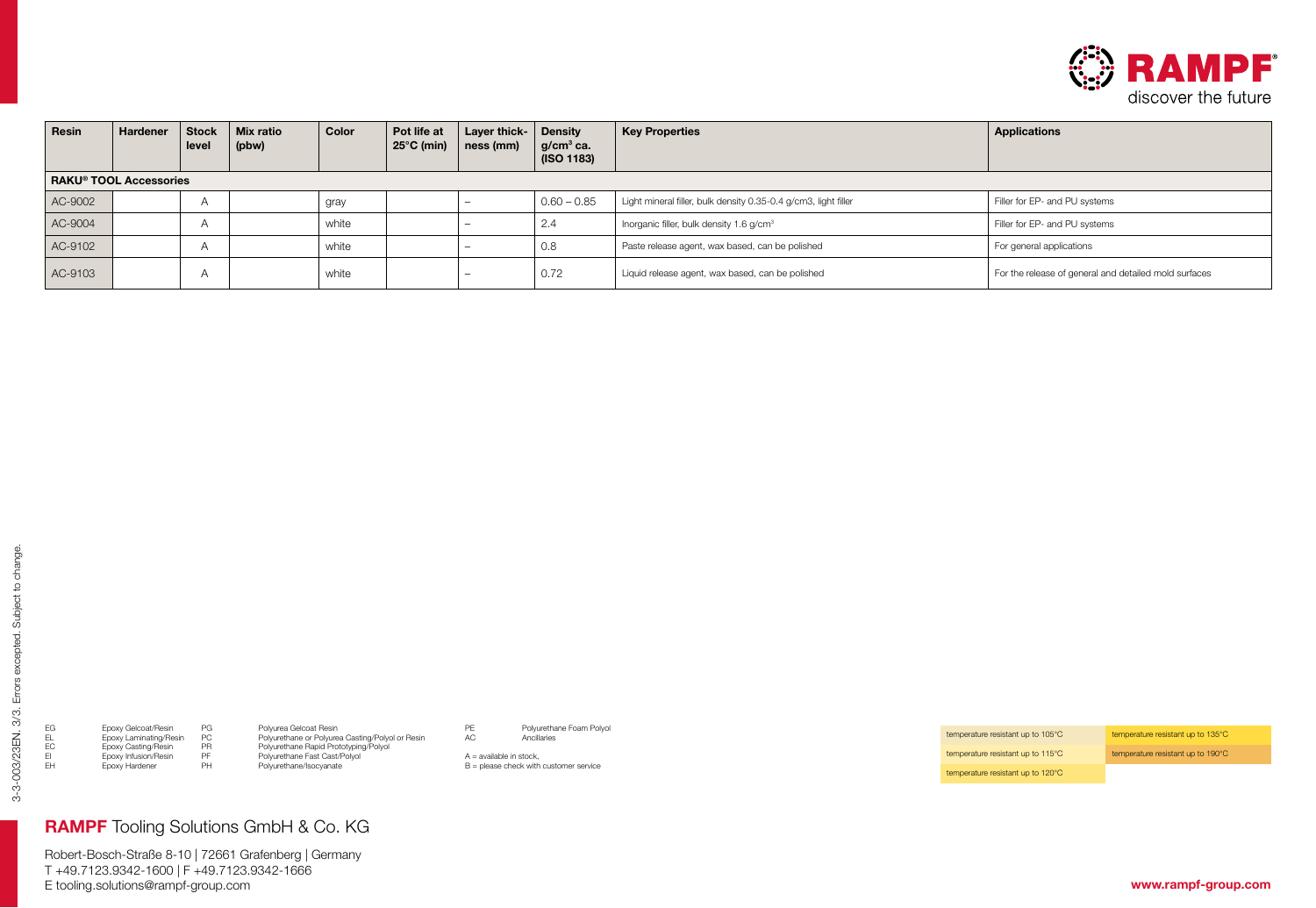| Resin | Hardener | Stock level | Mix ratio (pbw) | Color | Pot life at 25°C (min) | Layer thick­ness (mm) | Density g/cm³ ca. (ISO 1183) | Key Properties | Applications |
|---|---|---|---|---|---|---|---|---|---|
| **RAKU® TOOL Accessories** | | | | | | | | | |
| AC-9002 | | A | | gray | | – | 0.60 – 0.85 | Light mineral filler, bulk density 0.35-0.4 g/cm3, light filler | Filler for EP- and PU systems |
| AC-9004 | | A | | white | | – | 2.4 | Inorganic filler, bulk density 1.6 g/cm³ | Filler for EP- and PU systems |
| AC-9102 | | A | | white | | – | 0.8 | Paste release agent, wax based, can be polished | For general applications |
| AC-9103 | | A | | white | | – | 0.72 | Liquid release agent, wax based, can be polished | For the release of general and detailed mold surfaces |

EG Epoxy Gelcoat/Resin
EL Epoxy Laminating/Resin
EC Epoxy Casting/Resin
EI Epoxy Infusion/Resin
EH Epoxy Hardener

PG Polyurea Gelcoat Resin
PC Polyurethane or Polyurea Casting/Polyol or Resin
PR Polyurethane Rapid Prototyping/Polyol
PF Polyurethane Fast Cast/Polyol
PH Polyurethane/Isocyanate

PE Polyurethane Foam Polyol
AC Ancillaries

A = available in stock,
B = please check with customer service

temperature resistant up to 105°C
temperature resistant up to 115°C
temperature resistant up to 120°C
temperature resistant up to 135°C
temperature resistant up to 190°C

3-3-003/23EN. 3/3. Errors excepted. Subject to change.

**RAMPF** Tooling Solutions GmbH & Co. KG

Robert-Bosch-Straße 8-10 | 72661 Grafenberg | Germany
T +49.7123.9342-1600 | F +49.7123.9342-1666
E tooling.solutions@rampf-group.com

**www.rampf-group.com**